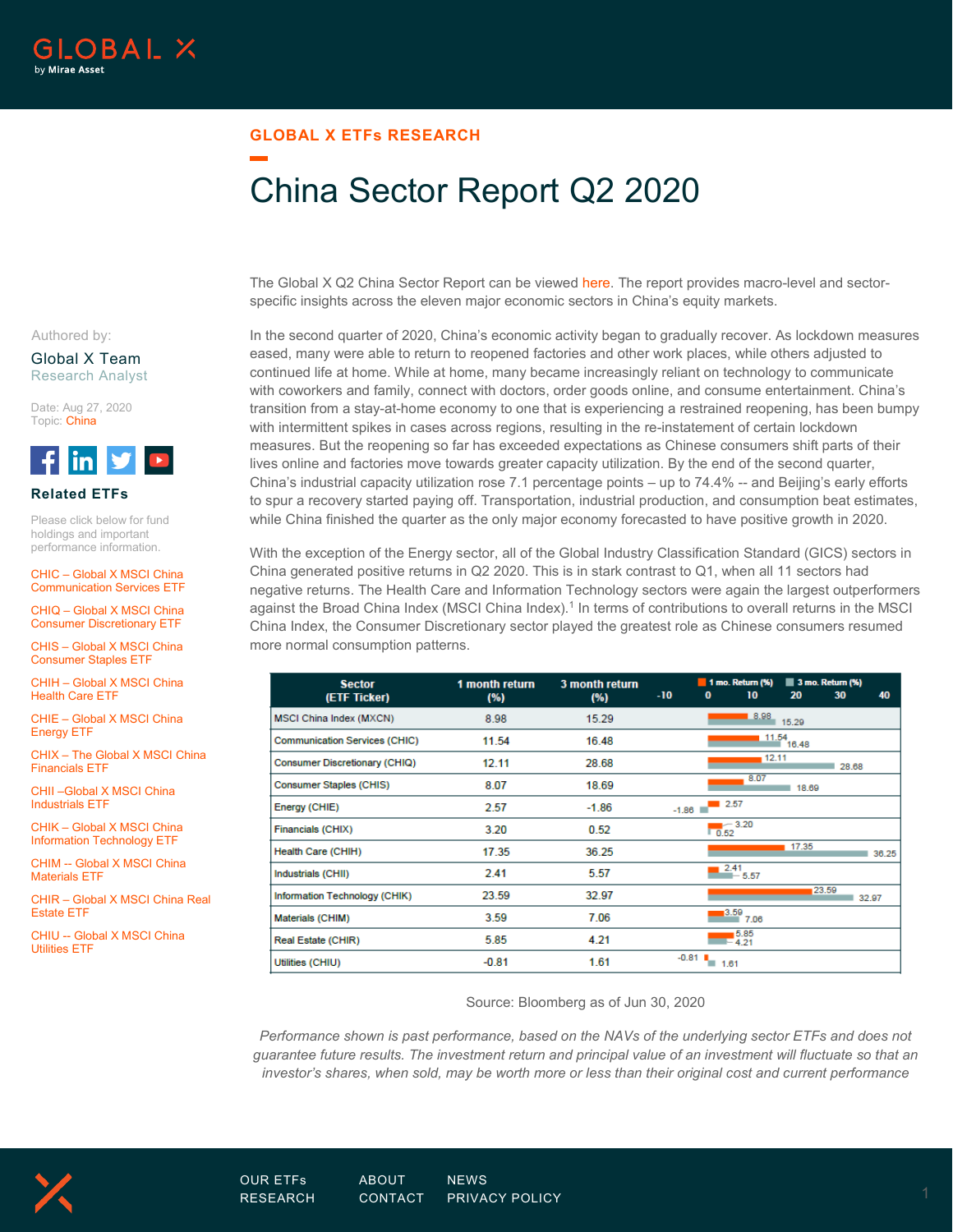GLOBAL X ETFs RESEARCH

# China Sector Report Q2 2020

Authored by:

Global X Team
Research Analyst

Date: Aug 27, 2020
Topic: China

**Related ETFs**

Please click below for fund holdings and important performance information.

- CHIC – Global X MSCI China Communication Services ETF
- CHIQ – Global X MSCI China Consumer Discretionary ETF
- CHIS – Global X MSCI China Consumer Staples ETF
- CHIH – Global X MSCI China Health Care ETF
- CHIE – Global X MSCI China Energy ETF
- CHIX – The Global X MSCI China Financials ETF
- CHII –Global X MSCI China Industrials ETF
- CHIK – Global X MSCI China Information Technology ETF
- CHIM -- Global X MSCI China Materials ETF
- CHIR – Global X MSCI China Real Estate ETF
- CHIU -- Global X MSCI China Utilities ETF

The Global X Q2 China Sector Report can be viewed here. The report provides macro-level and sector-specific insights across the eleven major economic sectors in China's equity markets.

In the second quarter of 2020, China's economic activity began to gradually recover. As lockdown measures eased, many were able to return to reopened factories and other work places, while others adjusted to continued life at home. While at home, many became increasingly reliant on technology to communicate with coworkers and family, connect with doctors, order goods online, and consume entertainment. China's transition from a stay-at-home economy to one that is experiencing a restrained reopening, has been bumpy with intermittent spikes in cases across regions, resulting in the re-instatement of certain lockdown measures. But the reopening so far has exceeded expectations as Chinese consumers shift parts of their lives online and factories move towards greater capacity utilization. By the end of the second quarter, China's industrial capacity utilization rose 7.1 percentage points – up to 74.4% -- and Beijing's early efforts to spur a recovery started paying off. Transportation, industrial production, and consumption beat estimates, while China finished the quarter as the only major economy forecasted to have positive growth in 2020.

With the exception of the Energy sector, all of the Global Industry Classification Standard (GICS) sectors in China generated positive returns in Q2 2020. This is in stark contrast to Q1, when all 11 sectors had negative returns. The Health Care and Information Technology sectors were again the largest outperformers against the Broad China Index (MSCI China Index).[1] In terms of contributions to overall returns in the MSCI China Index, the Consumer Discretionary sector played the greatest role as Chinese consumers resumed more normal consumption patterns.

| Sector (ETF Ticker) | 1 month return (%) | 3 month return (%) |
|---|---|---|
| MSCI China Index (MXCN) | 8.98 | 15.29 |
| Communication Services (CHIC) | 11.54 | 16.48 |
| Consumer Discretionary (CHIQ) | 12.11 | 28.68 |
| Consumer Staples (CHIS) | 8.07 | 18.69 |
| Energy (CHIE) | 2.57 | -1.86 |
| Financials (CHIX) | 3.20 | 0.52 |
| Health Care (CHIH) | 17.35 | 36.25 |
| Industrials (CHII) | 2.41 | 5.57 |
| Information Technology (CHIK) | 23.59 | 32.97 |
| Materials (CHIM) | 3.59 | 7.06 |
| Real Estate (CHIR) | 5.85 | 4.21 |
| Utilities (CHIU) | -0.81 | 1.61 |

Source: Bloomberg as of Jun 30, 2020

*Performance shown is past performance, based on the NAVs of the underlying sector ETFs and does not guarantee future results. The investment return and principal value of an investment will fluctuate so that an investor's shares, when sold, may be worth more or less than their original cost and current performance*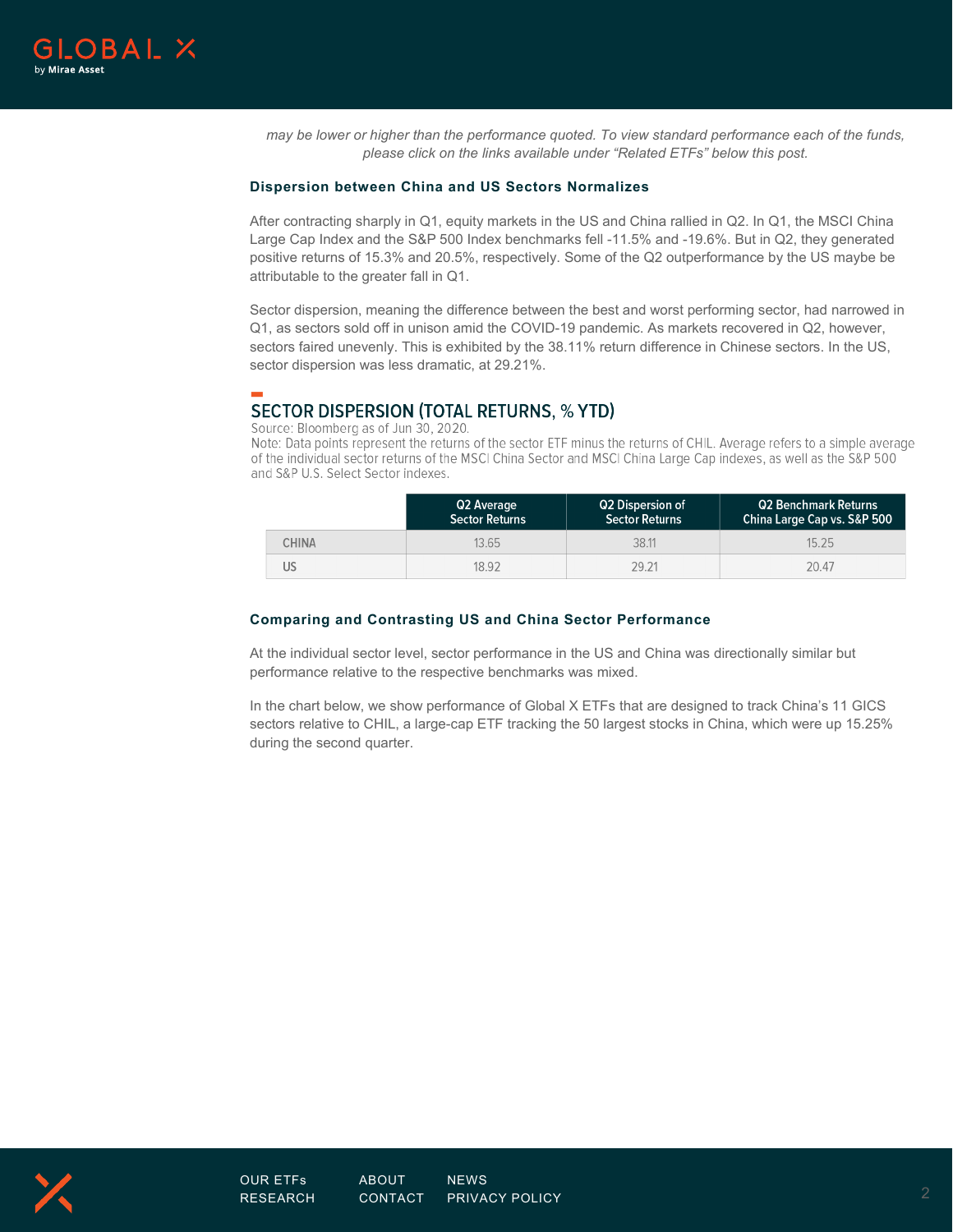*may be lower or higher than the performance quoted. To view standard performance each of the funds, please click on the links available under "Related ETFs" below this post.*

### Dispersion between China and US Sectors Normalizes

After contracting sharply in Q1, equity markets in the US and China rallied in Q2. In Q1, the MSCI China Large Cap Index and the S&P 500 Index benchmarks fell -11.5% and -19.6%. But in Q2, they generated positive returns of 15.3% and 20.5%, respectively. Some of the Q2 outperformance by the US maybe be attributable to the greater fall in Q1.

Sector dispersion, meaning the difference between the best and worst performing sector, had narrowed in Q1, as sectors sold off in unison amid the COVID-19 pandemic. As markets recovered in Q2, however, sectors faired unevenly. This is exhibited by the 38.11% return difference in Chinese sectors. In the US, sector dispersion was less dramatic, at 29.21%.

## SECTOR DISPERSION (TOTAL RETURNS, % YTD)

Source: Bloomberg as of Jun 30, 2020.
Note: Data points represent the returns of the sector ETF minus the returns of CHIL. Average refers to a simple average of the individual sector returns of the MSCI China Sector and MSCI China Large Cap indexes, as well as the S&P 500 and S&P U.S. Select Sector indexes.

| | Q2 Average Sector Returns | Q2 Dispersion of Sector Returns | Q2 Benchmark Returns China Large Cap vs. S&P 500 |
|---|---|---|---|
| CHINA | 13.65 | 38.11 | 15.25 |
| US | 18.92 | 29.21 | 20.47 |

### Comparing and Contrasting US and China Sector Performance

At the individual sector level, sector performance in the US and China was directionally similar but performance relative to the respective benchmarks was mixed.

In the chart below, we show performance of Global X ETFs that are designed to track China's 11 GICS sectors relative to CHIL, a large-cap ETF tracking the 50 largest stocks in China, which were up 15.25% during the second quarter.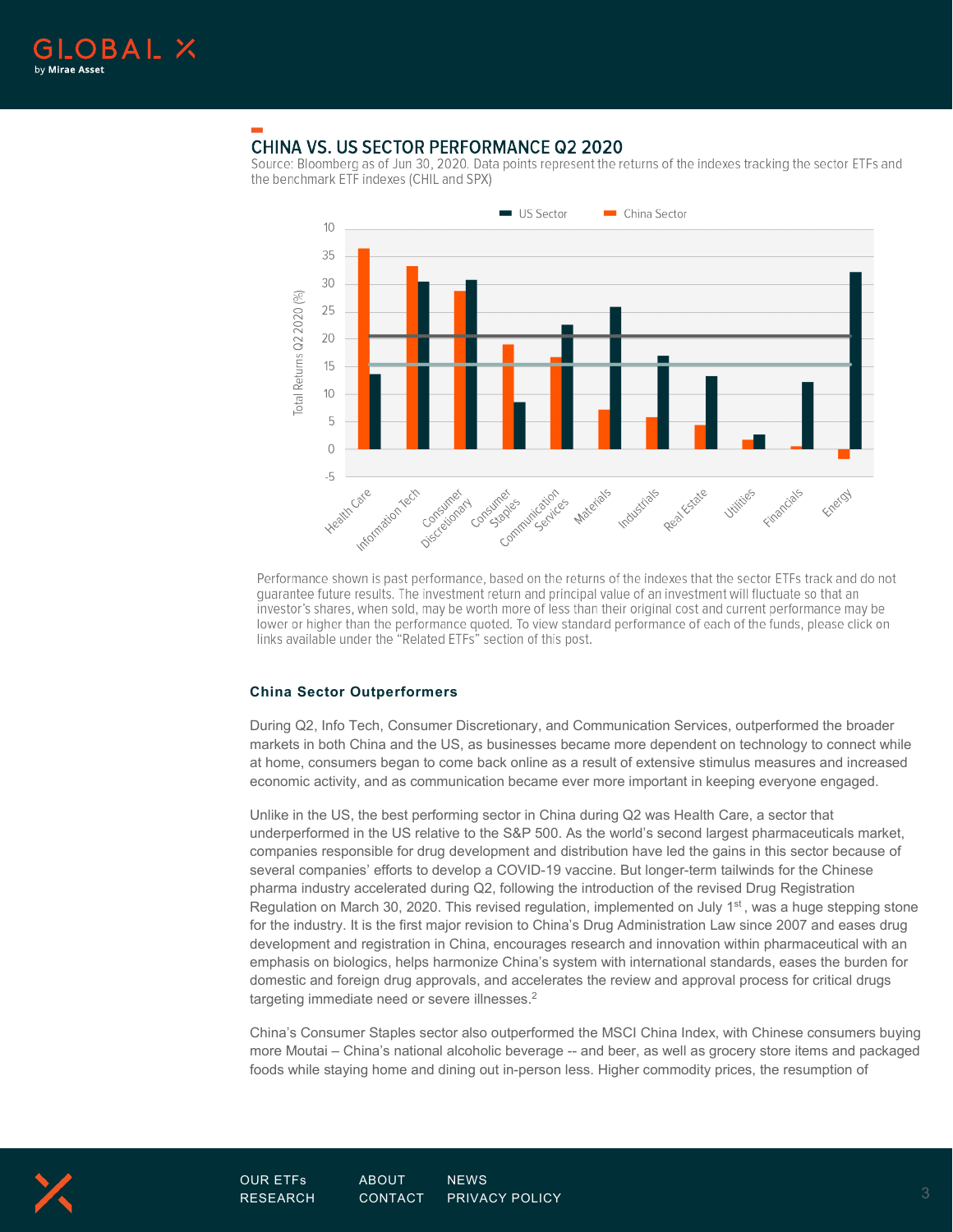## CHINA VS. US SECTOR PERFORMANCE Q2 2020

Source: Bloomberg as of Jun 30, 2020. Data points represent the returns of the indexes tracking the sector ETFs and the benchmark ETF indexes (CHIL and SPX)

Performance shown is past performance, based on the returns of the indexes that the sector ETFs track and do not guarantee future results. The investment return and principal value of an investment will fluctuate so that an investor's shares, when sold, may be worth more of less than their original cost and current performance may be lower or higher than the performance quoted. To view standard performance of each of the funds, please click on links available under the "Related ETFs" section of this post.

### China Sector Outperformers

During Q2, Info Tech, Consumer Discretionary, and Communication Services, outperformed the broader markets in both China and the US, as businesses became more dependent on technology to connect while at home, consumers began to come back online as a result of extensive stimulus measures and increased economic activity, and as communication became ever more important in keeping everyone engaged.

Unlike in the US, the best performing sector in China during Q2 was Health Care, a sector that underperformed in the US relative to the S&P 500. As the world's second largest pharmaceuticals market, companies responsible for drug development and distribution have led the gains in this sector because of several companies' efforts to develop a COVID-19 vaccine. But longer-term tailwinds for the Chinese pharma industry accelerated during Q2, following the introduction of the revised Drug Registration Regulation on March 30, 2020. This revised regulation, implemented on July 1st, was a huge stepping stone for the industry. It is the first major revision to China's Drug Administration Law since 2007 and eases drug development and registration in China, encourages research and innovation within pharmaceutical with an emphasis on biologics, helps harmonize China's system with international standards, eases the burden for domestic and foreign drug approvals, and accelerates the review and approval process for critical drugs targeting immediate need or severe illnesses.[2]

China's Consumer Staples sector also outperformed the MSCI China Index, with Chinese consumers buying more Moutai – China's national alcoholic beverage -- and beer, as well as grocery store items and packaged foods while staying home and dining out in-person less. Higher commodity prices, the resumption of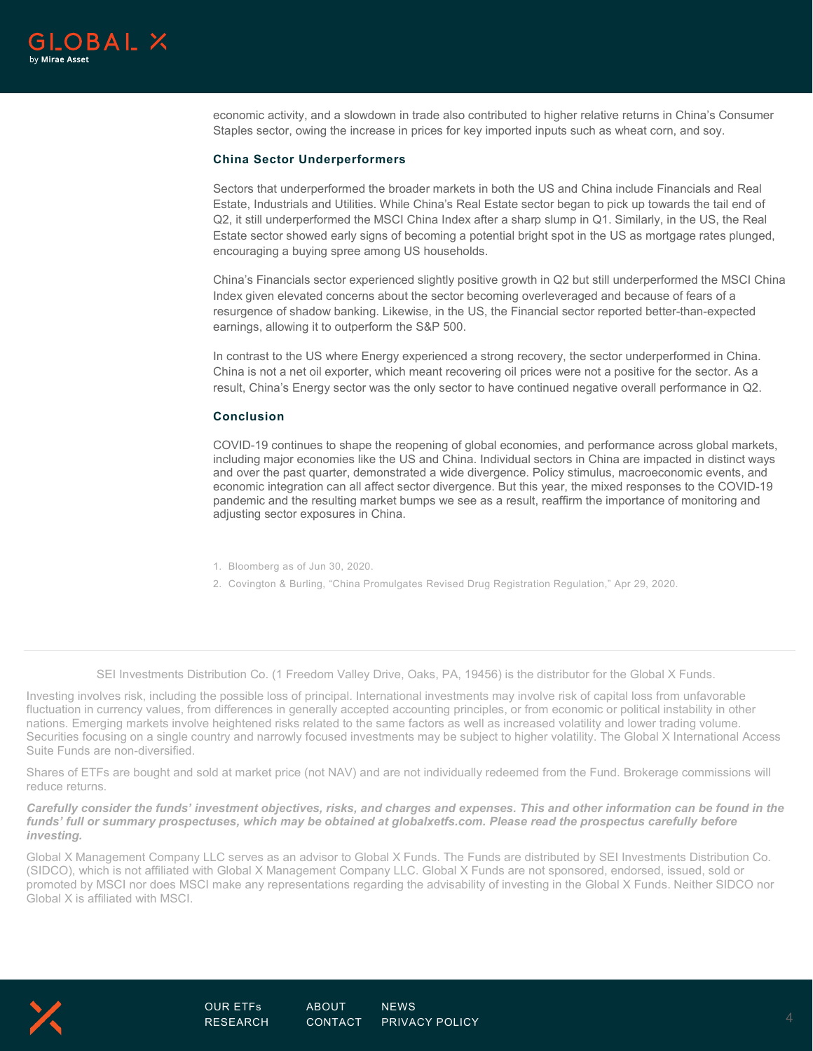economic activity, and a slowdown in trade also contributed to higher relative returns in China's Consumer Staples sector, owing the increase in prices for key imported inputs such as wheat corn, and soy.

### China Sector Underperformers

Sectors that underperformed the broader markets in both the US and China include Financials and Real Estate, Industrials and Utilities. While China's Real Estate sector began to pick up towards the tail end of Q2, it still underperformed the MSCI China Index after a sharp slump in Q1. Similarly, in the US, the Real Estate sector showed early signs of becoming a potential bright spot in the US as mortgage rates plunged, encouraging a buying spree among US households.

China's Financials sector experienced slightly positive growth in Q2 but still underperformed the MSCI China Index given elevated concerns about the sector becoming overleveraged and because of fears of a resurgence of shadow banking. Likewise, in the US, the Financial sector reported better-than-expected earnings, allowing it to outperform the S&P 500.

In contrast to the US where Energy experienced a strong recovery, the sector underperformed in China. China is not a net oil exporter, which meant recovering oil prices were not a positive for the sector. As a result, China's Energy sector was the only sector to have continued negative overall performance in Q2.

### Conclusion

COVID-19 continues to shape the reopening of global economies, and performance across global markets, including major economies like the US and China. Individual sectors in China are impacted in distinct ways and over the past quarter, demonstrated a wide divergence. Policy stimulus, macroeconomic events, and economic integration can all affect sector divergence. But this year, the mixed responses to the COVID-19 pandemic and the resulting market bumps we see as a result, reaffirm the importance of monitoring and adjusting sector exposures in China.

1. Bloomberg as of Jun 30, 2020.
2. Covington & Burling, "China Promulgates Revised Drug Registration Regulation," Apr 29, 2020.

---

SEI Investments Distribution Co. (1 Freedom Valley Drive, Oaks, PA, 19456) is the distributor for the Global X Funds.

Investing involves risk, including the possible loss of principal. International investments may involve risk of capital loss from unfavorable fluctuation in currency values, from differences in generally accepted accounting principles, or from economic or political instability in other nations. Emerging markets involve heightened risks related to the same factors as well as increased volatility and lower trading volume. Securities focusing on a single country and narrowly focused investments may be subject to higher volatility. The Global X International Access Suite Funds are non-diversified.

Shares of ETFs are bought and sold at market price (not NAV) and are not individually redeemed from the Fund. Brokerage commissions will reduce returns.

***Carefully consider the funds' investment objectives, risks, and charges and expenses. This and other information can be found in the funds' full or summary prospectuses, which may be obtained at globalxetfs.com. Please read the prospectus carefully before investing.***

Global X Management Company LLC serves as an advisor to Global X Funds. The Funds are distributed by SEI Investments Distribution Co. (SIDCO), which is not affiliated with Global X Management Company LLC. Global X Funds are not sponsored, endorsed, issued, sold or promoted by MSCI nor does MSCI make any representations regarding the advisability of investing in the Global X Funds. Neither SIDCO nor Global X is affiliated with MSCI.